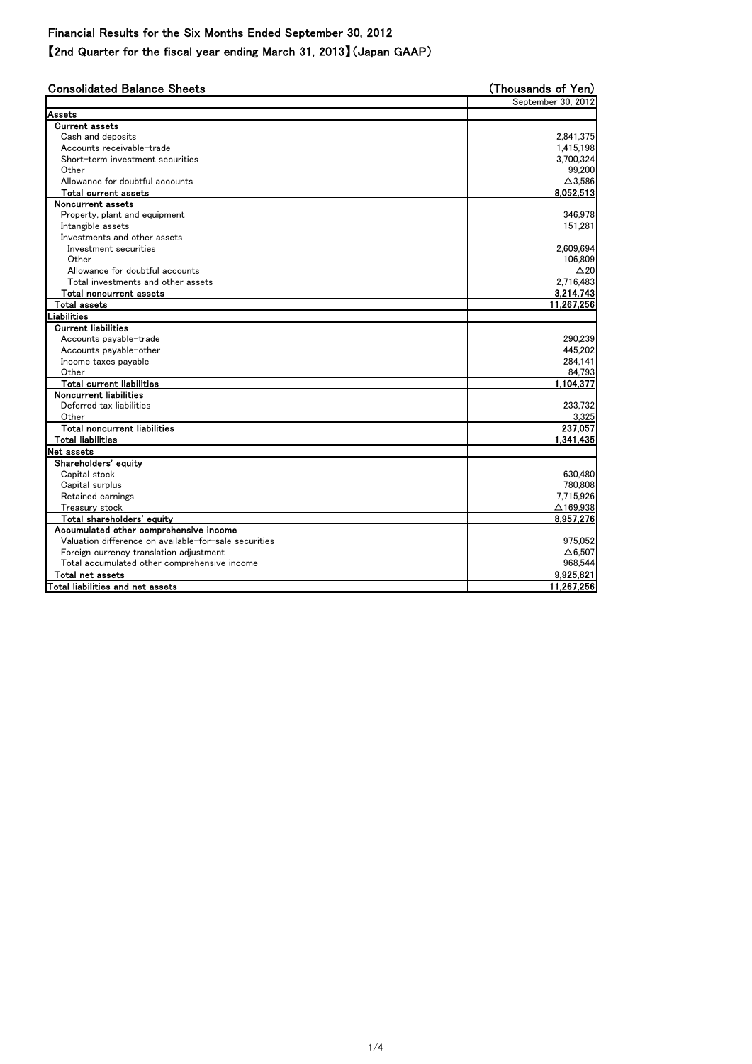## Financial Results for the Six Months Ended September 30, 2012

## 【2nd Quarter for the fiscal year ending March 31, 2013】(Japan GAAP)

### Consolidated Balance Sheets

(Thousands of Yen)

| | September 30, 2012 |
|---|---|
| **Assets** | |
| **Current assets** | |
| Cash and deposits | 2,841,375 |
| Accounts receivable-trade | 1,415,198 |
| Short-term investment securities | 3,700,324 |
| Other | 99,200 |
| Allowance for doubtful accounts | △3,586 |
| **Total current assets** | **8,052,513** |
| **Noncurrent assets** | |
| Property, plant and equipment | 346,978 |
| Intangible assets | 151,281 |
| Investments and other assets | |
| Investment securities | 2,609,694 |
| Other | 106,809 |
| Allowance for doubtful accounts | △20 |
| Total investments and other assets | 2,716,483 |
| **Total noncurrent assets** | **3,214,743** |
| **Total assets** | **11,267,256** |
| **Liabilities** | |
| **Current liabilities** | |
| Accounts payable-trade | 290,239 |
| Accounts payable-other | 445,202 |
| Income taxes payable | 284,141 |
| Other | 84,793 |
| **Total current liabilities** | **1,104,377** |
| **Noncurrent liabilities** | |
| Deferred tax liabilities | 233,732 |
| Other | 3,325 |
| **Total noncurrent liabilities** | **237,057** |
| **Total liabilities** | **1,341,435** |
| **Net assets** | |
| **Shareholders' equity** | |
| Capital stock | 630,480 |
| Capital surplus | 780,808 |
| Retained earnings | 7,715,926 |
| Treasury stock | △169,938 |
| **Total shareholders' equity** | **8,957,276** |
| **Accumulated other comprehensive income** | |
| Valuation difference on available-for-sale securities | 975,052 |
| Foreign currency translation adjustment | △6,507 |
| Total accumulated other comprehensive income | 968,544 |
| **Total net assets** | **9,925,821** |
| **Total liabilities and net assets** | **11,267,256** |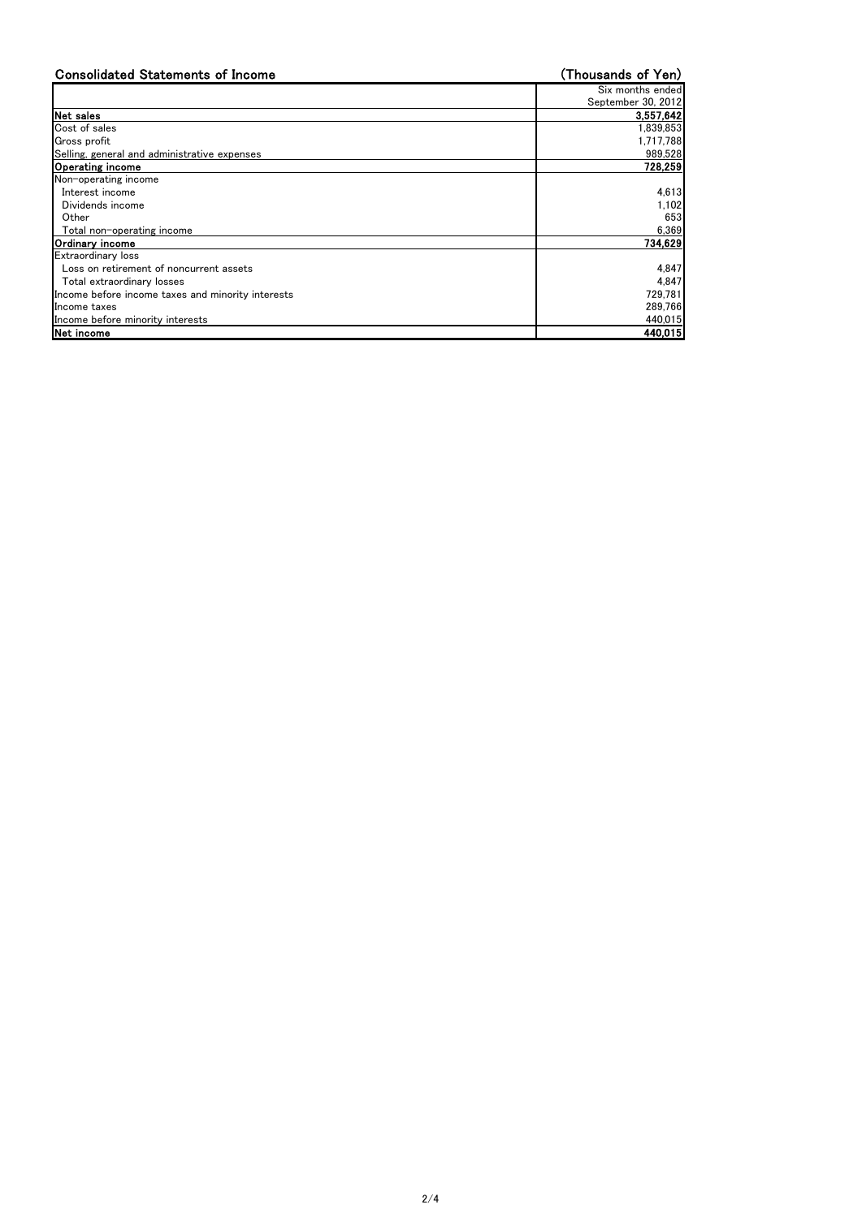## Consolidated Statements of Income

(Thousands of Yen)

| | Six months ended September 30, 2012 |
|---|---|
| **Net sales** | **3,557,642** |
| Cost of sales | 1,839,853 |
| Gross profit | 1,717,788 |
| Selling, general and administrative expenses | 989,528 |
| **Operating income** | **728,259** |
| Non-operating income | |
| Interest income | 4,613 |
| Dividends income | 1,102 |
| Other | 653 |
| Total non-operating income | 6,369 |
| **Ordinary income** | **734,629** |
| Extraordinary loss | |
| Loss on retirement of noncurrent assets | 4,847 |
| Total extraordinary losses | 4,847 |
| Income before income taxes and minority interests | 729,781 |
| Income taxes | 289,766 |
| Income before minority interests | 440,015 |
| **Net income** | **440,015** |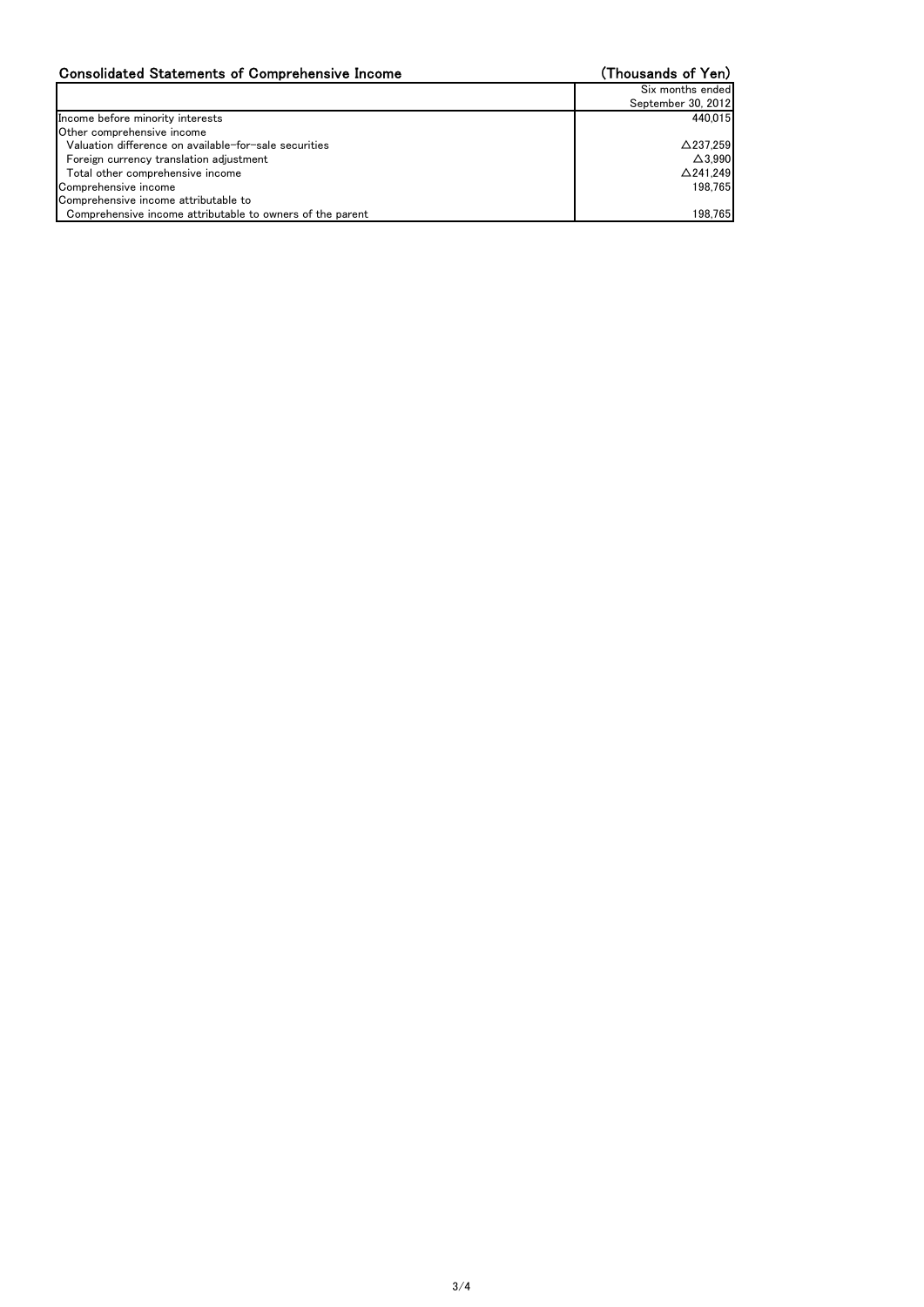## Consolidated Statements of Comprehensive Income

(Thousands of Yen)

| | Six months ended September 30, 2012 |
|---|---|
| Income before minority interests | 440,015 |
| Other comprehensive income | |
| Valuation difference on available-for-sale securities | △237,259 |
| Foreign currency translation adjustment | △3,990 |
| Total other comprehensive income | △241,249 |
| Comprehensive income | 198,765 |
| Comprehensive income attributable to | |
| Comprehensive income attributable to owners of the parent | 198,765 |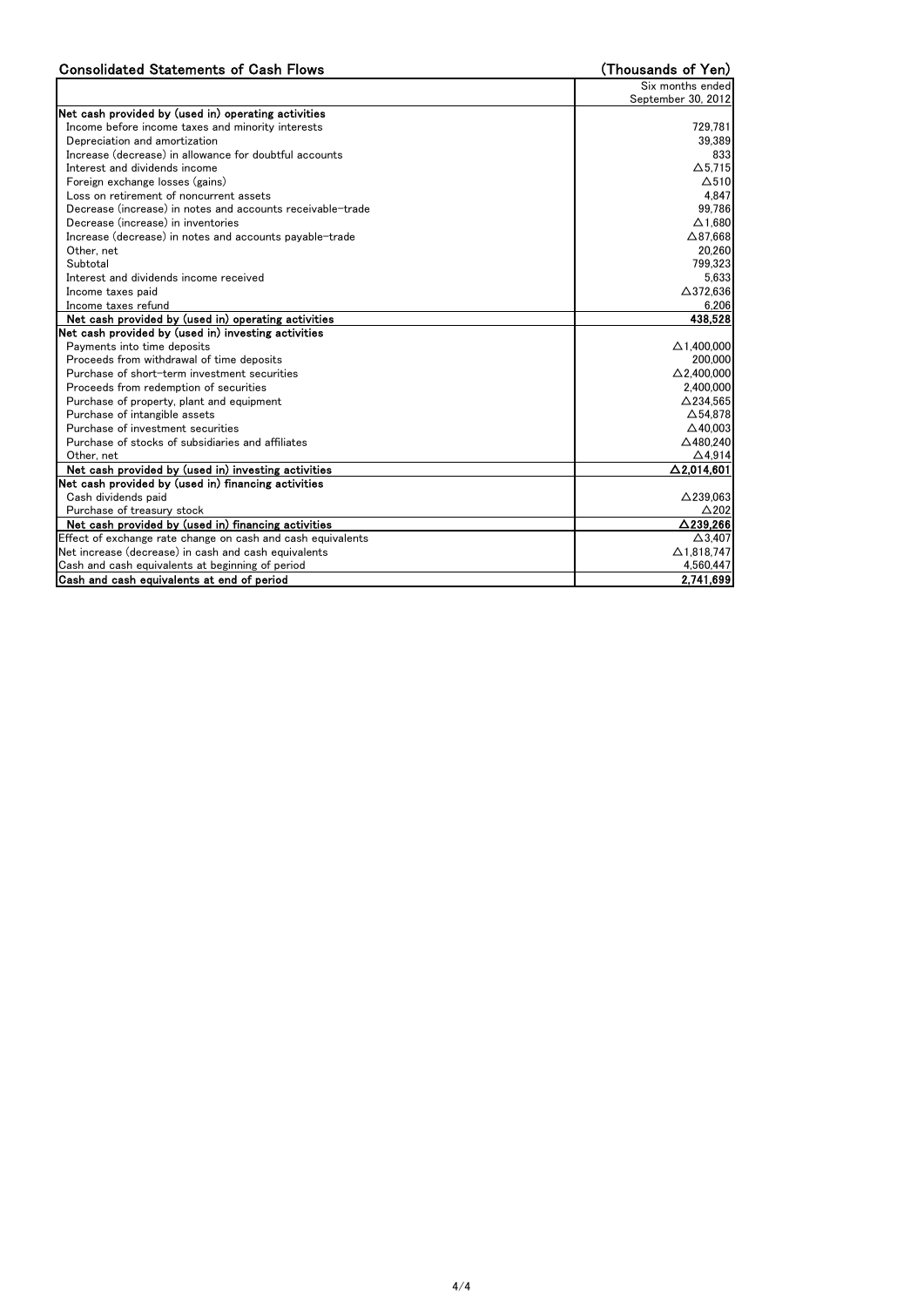## Consolidated Statements of Cash Flows

(Thousands of Yen)

| | Six months ended September 30, 2012 |
|---|---|
| **Net cash provided by (used in) operating activities** | |
| Income before income taxes and minority interests | 729,781 |
| Depreciation and amortization | 39,389 |
| Increase (decrease) in allowance for doubtful accounts | 833 |
| Interest and dividends income | △5,715 |
| Foreign exchange losses (gains) | △510 |
| Loss on retirement of noncurrent assets | 4,847 |
| Decrease (increase) in notes and accounts receivable-trade | 99,786 |
| Decrease (increase) in inventories | △1,680 |
| Increase (decrease) in notes and accounts payable-trade | △87,668 |
| Other, net | 20,260 |
| Subtotal | 799,323 |
| Interest and dividends income received | 5,633 |
| Income taxes paid | △372,636 |
| Income taxes refund | 6,206 |
| **Net cash provided by (used in) operating activities** | **438,528** |
| **Net cash provided by (used in) investing activities** | |
| Payments into time deposits | △1,400,000 |
| Proceeds from withdrawal of time deposits | 200,000 |
| Purchase of short-term investment securities | △2,400,000 |
| Proceeds from redemption of securities | 2,400,000 |
| Purchase of property, plant and equipment | △234,565 |
| Purchase of intangible assets | △54,878 |
| Purchase of investment securities | △40,003 |
| Purchase of stocks of subsidiaries and affiliates | △480,240 |
| Other, net | △4,914 |
| **Net cash provided by (used in) investing activities** | **△2,014,601** |
| **Net cash provided by (used in) financing activities** | |
| Cash dividends paid | △239,063 |
| Purchase of treasury stock | △202 |
| **Net cash provided by (used in) financing activities** | **△239,266** |
| Effect of exchange rate change on cash and cash equivalents | △3,407 |
| Net increase (decrease) in cash and cash equivalents | △1,818,747 |
| Cash and cash equivalents at beginning of period | 4,560,447 |
| **Cash and cash equivalents at end of period** | **2,741,699** |